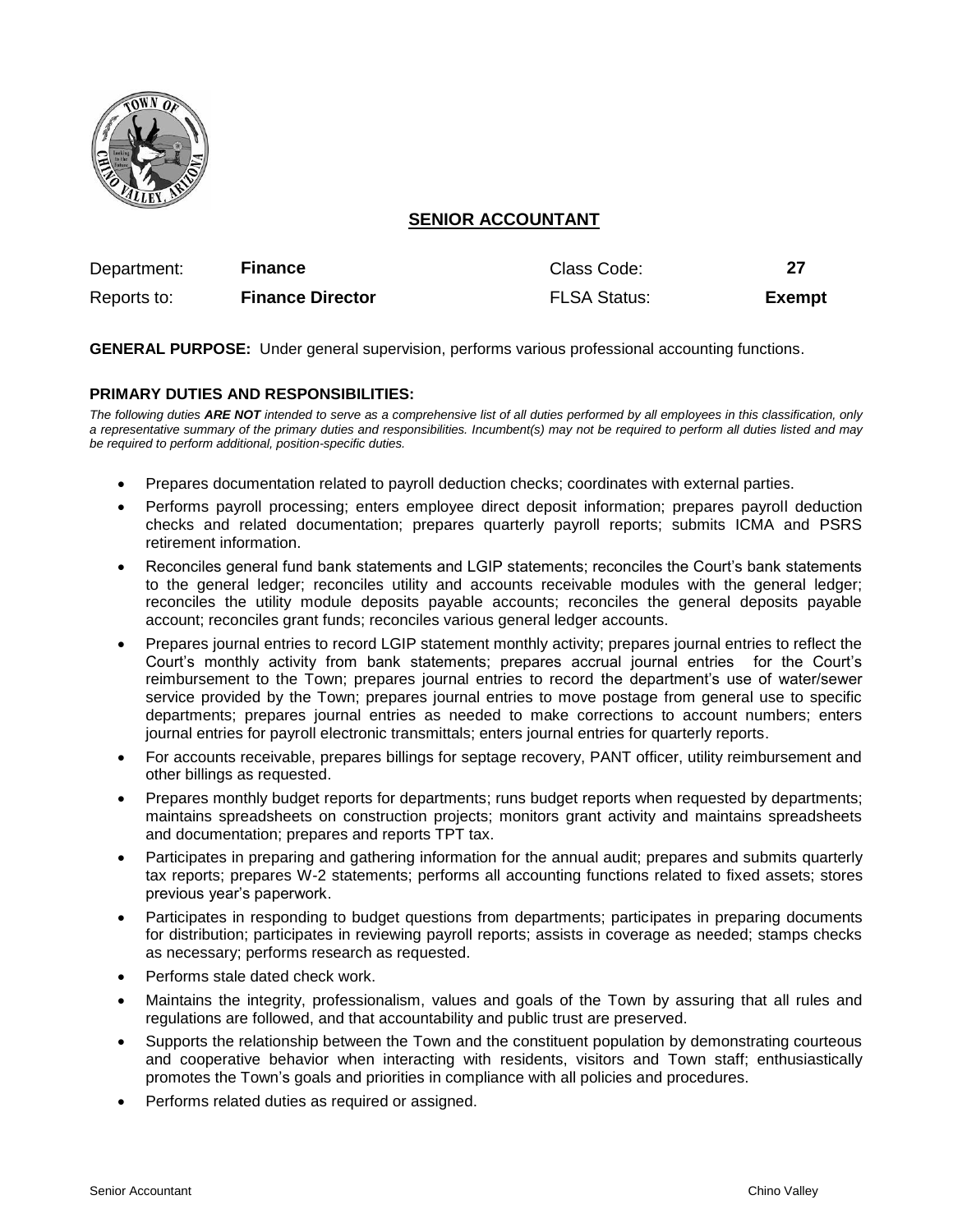# SENIOR ACCOUNTANT

| Department: | **Finance** | Class Code: | **27** |
|---|---|---|---|
| Reports to: | **Finance Director** | FLSA Status: | **Exempt** |

**GENERAL PURPOSE:** Under general supervision, performs various professional accounting functions.

**PRIMARY DUTIES AND RESPONSIBILITIES:**

*The following duties **ARE NOT** intended to serve as a comprehensive list of all duties performed by all employees in this classification, only a representative summary of the primary duties and responsibilities. Incumbent(s) may not be required to perform all duties listed and may be required to perform additional, position-specific duties.*

- Prepares documentation related to payroll deduction checks; coordinates with external parties.
- Performs payroll processing; enters employee direct deposit information; prepares payroll deduction checks and related documentation; prepares quarterly payroll reports; submits ICMA and PSRS retirement information.
- Reconciles general fund bank statements and LGIP statements; reconciles the Court's bank statements to the general ledger; reconciles utility and accounts receivable modules with the general ledger; reconciles the utility module deposits payable accounts; reconciles the general deposits payable account; reconciles grant funds; reconciles various general ledger accounts.
- Prepares journal entries to record LGIP statement monthly activity; prepares journal entries to reflect the Court's monthly activity from bank statements; prepares accrual journal entries for the Court's reimbursement to the Town; prepares journal entries to record the department's use of water/sewer service provided by the Town; prepares journal entries to move postage from general use to specific departments; prepares journal entries as needed to make corrections to account numbers; enters journal entries for payroll electronic transmittals; enters journal entries for quarterly reports.
- For accounts receivable, prepares billings for septage recovery, PANT officer, utility reimbursement and other billings as requested.
- Prepares monthly budget reports for departments; runs budget reports when requested by departments; maintains spreadsheets on construction projects; monitors grant activity and maintains spreadsheets and documentation; prepares and reports TPT tax.
- Participates in preparing and gathering information for the annual audit; prepares and submits quarterly tax reports; prepares W-2 statements; performs all accounting functions related to fixed assets; stores previous year's paperwork.
- Participates in responding to budget questions from departments; participates in preparing documents for distribution; participates in reviewing payroll reports; assists in coverage as needed; stamps checks as necessary; performs research as requested.
- Performs stale dated check work.
- Maintains the integrity, professionalism, values and goals of the Town by assuring that all rules and regulations are followed, and that accountability and public trust are preserved.
- Supports the relationship between the Town and the constituent population by demonstrating courteous and cooperative behavior when interacting with residents, visitors and Town staff; enthusiastically promotes the Town's goals and priorities in compliance with all policies and procedures.
- Performs related duties as required or assigned.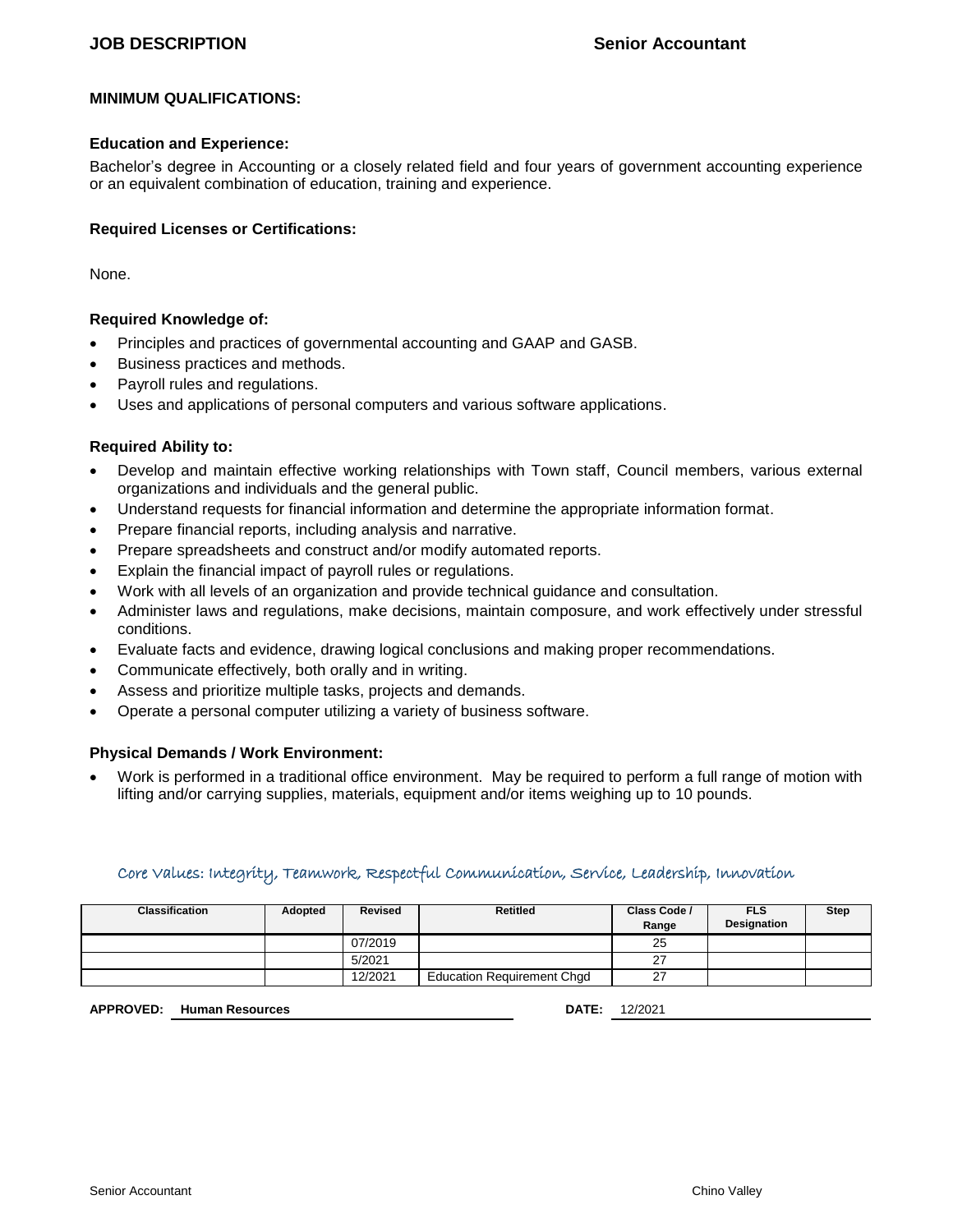**JOB DESCRIPTION** **Senior Accountant**

### MINIMUM QUALIFICATIONS:

#### Education and Experience:

Bachelor's degree in Accounting or a closely related field and four years of government accounting experience or an equivalent combination of education, training and experience.

#### Required Licenses or Certifications:

None.

#### Required Knowledge of:

- Principles and practices of governmental accounting and GAAP and GASB.
- Business practices and methods.
- Payroll rules and regulations.
- Uses and applications of personal computers and various software applications.

#### Required Ability to:

- Develop and maintain effective working relationships with Town staff, Council members, various external organizations and individuals and the general public.
- Understand requests for financial information and determine the appropriate information format.
- Prepare financial reports, including analysis and narrative.
- Prepare spreadsheets and construct and/or modify automated reports.
- Explain the financial impact of payroll rules or regulations.
- Work with all levels of an organization and provide technical guidance and consultation.
- Administer laws and regulations, make decisions, maintain composure, and work effectively under stressful conditions.
- Evaluate facts and evidence, drawing logical conclusions and making proper recommendations.
- Communicate effectively, both orally and in writing.
- Assess and prioritize multiple tasks, projects and demands.
- Operate a personal computer utilizing a variety of business software.

#### Physical Demands / Work Environment:

- Work is performed in a traditional office environment. May be required to perform a full range of motion with lifting and/or carrying supplies, materials, equipment and/or items weighing up to 10 pounds.

*Core Values: Integrity, Teamwork, Respectful Communication, Service, Leadership, Innovation*

| Classification | Adopted | Revised | Retitled | Class Code / Range | FLS Designation | Step |
|---|---|---|---|---|---|---|
| | | 07/2019 | | 25 | | |
| | | 5/2021 | | 27 | | |
| | | 12/2021 | Education Requirement Chgd | 27 | | |

**APPROVED:** **Human Resources** **DATE:** 12/2021